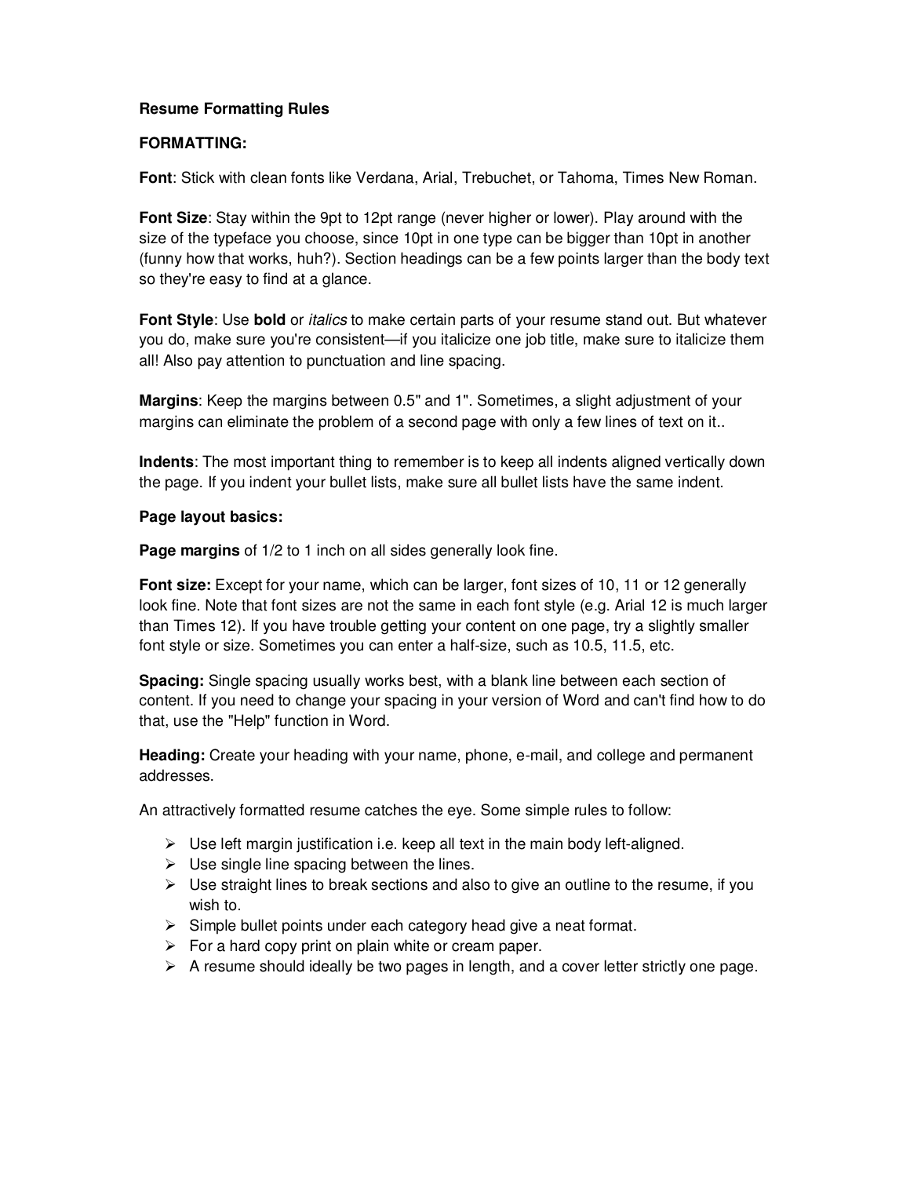# Resume Formatting Rules

## FORMATTING:

**Font**: Stick with clean fonts like Verdana, Arial, Trebuchet, or Tahoma, Times New Roman.

**Font Size**: Stay within the 9pt to 12pt range (never higher or lower). Play around with the size of the typeface you choose, since 10pt in one type can be bigger than 10pt in another (funny how that works, huh?). Section headings can be a few points larger than the body text so they're easy to find at a glance.

**Font Style**: Use **bold** or *italics* to make certain parts of your resume stand out. But whatever you do, make sure you're consistent—if you italicize one job title, make sure to italicize them all! Also pay attention to punctuation and line spacing.

**Margins**: Keep the margins between 0.5" and 1". Sometimes, a slight adjustment of your margins can eliminate the problem of a second page with only a few lines of text on it..

**Indents**: The most important thing to remember is to keep all indents aligned vertically down the page. If you indent your bullet lists, make sure all bullet lists have the same indent.

## Page layout basics:

**Page margins** of 1/2 to 1 inch on all sides generally look fine.

**Font size:** Except for your name, which can be larger, font sizes of 10, 11 or 12 generally look fine. Note that font sizes are not the same in each font style (e.g. Arial 12 is much larger than Times 12). If you have trouble getting your content on one page, try a slightly smaller font style or size. Sometimes you can enter a half-size, such as 10.5, 11.5, etc.

**Spacing:** Single spacing usually works best, with a blank line between each section of content. If you need to change your spacing in your version of Word and can't find how to do that, use the "Help" function in Word.

**Heading:** Create your heading with your name, phone, e-mail, and college and permanent addresses.

An attractively formatted resume catches the eye. Some simple rules to follow:

- Use left margin justification i.e. keep all text in the main body left-aligned.
- Use single line spacing between the lines.
- Use straight lines to break sections and also to give an outline to the resume, if you wish to.
- Simple bullet points under each category head give a neat format.
- For a hard copy print on plain white or cream paper.
- A resume should ideally be two pages in length, and a cover letter strictly one page.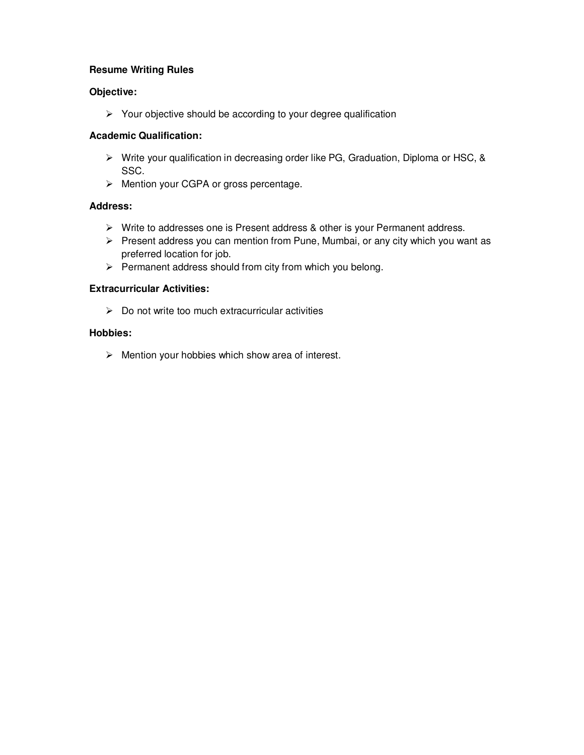**Resume Writing Rules**

**Objective:**

- Your objective should be according to your degree qualification

**Academic Qualification:**

- Write your qualification in decreasing order like PG, Graduation, Diploma or HSC, & SSC.
- Mention your CGPA or gross percentage.

**Address:**

- Write to addresses one is Present address & other is your Permanent address.
- Present address you can mention from Pune, Mumbai, or any city which you want as preferred location for job.
- Permanent address should from city from which you belong.

**Extracurricular Activities:**

- Do not write too much extracurricular activities

**Hobbies:**

- Mention your hobbies which show area of interest.